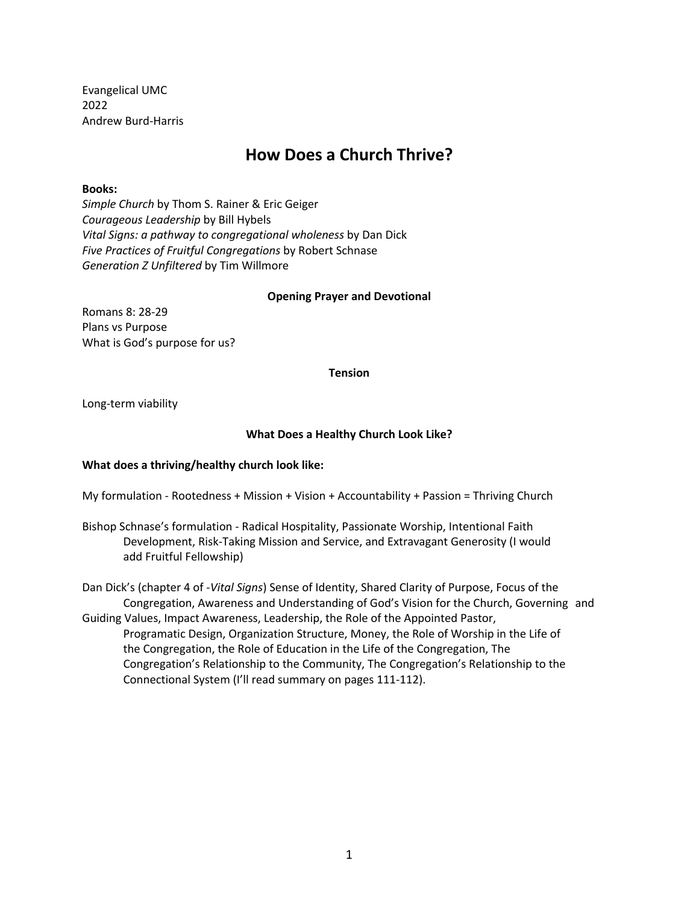Evangelical UMC
2022
Andrew Burd-Harris

# How Does a Church Thrive?

**Books:**
*Simple Church* by Thom S. Rainer & Eric Geiger
*Courageous Leadership* by Bill Hybels
*Vital Signs: a pathway to congregational wholeness* by Dan Dick
*Five Practices of Fruitful Congregations* by Robert Schnase
*Generation Z Unfiltered* by Tim Willmore

### Opening Prayer and Devotional

Romans 8: 28-29
Plans vs Purpose
What is God's purpose for us?

### Tension

Long-term viability

### What Does a Healthy Church Look Like?

**What does a thriving/healthy church look like:**

My formulation - Rootedness + Mission + Vision + Accountability + Passion = Thriving Church

Bishop Schnase's formulation - Radical Hospitality, Passionate Worship, Intentional Faith Development, Risk-Taking Mission and Service, and Extravagant Generosity (I would add Fruitful Fellowship)

Dan Dick's (chapter 4 of -*Vital Signs*) Sense of Identity, Shared Clarity of Purpose, Focus of the Congregation, Awareness and Understanding of God's Vision for the Church, Governing and Guiding Values, Impact Awareness, Leadership, the Role of the Appointed Pastor, Programatic Design, Organization Structure, Money, the Role of Worship in the Life of the Congregation, the Role of Education in the Life of the Congregation, The Congregation's Relationship to the Community, The Congregation's Relationship to the Connectional System (I'll read summary on pages 111-112).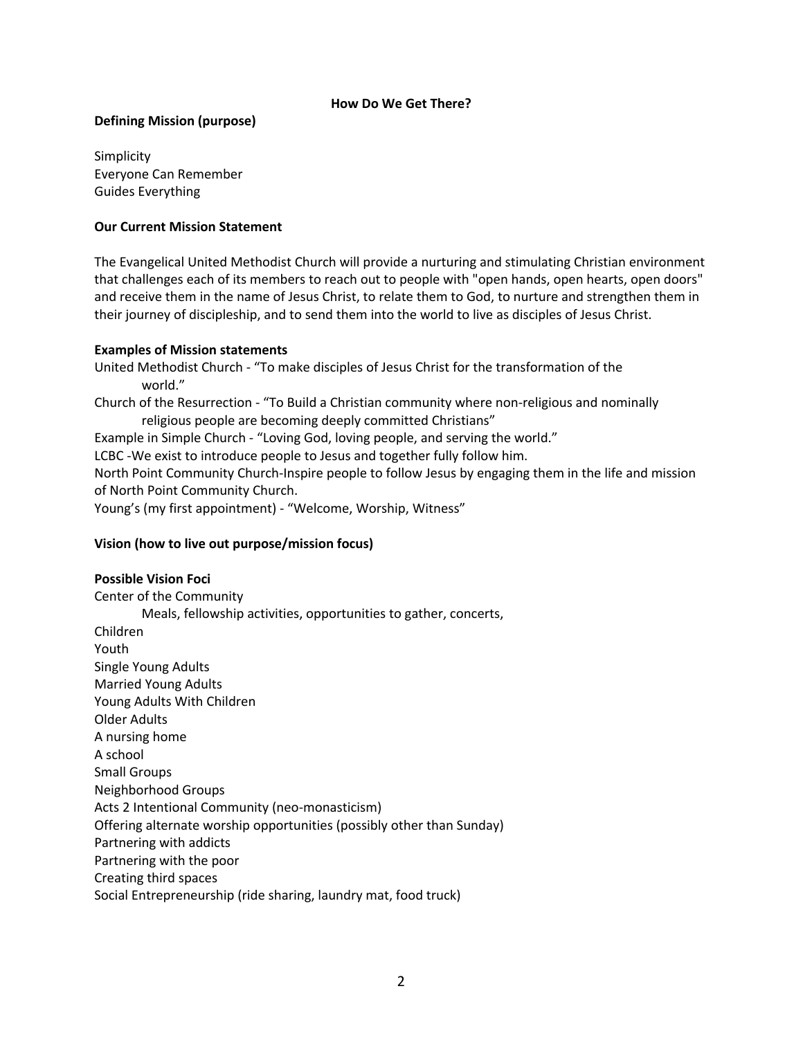**How Do We Get There?**

**Defining Mission (purpose)**

Simplicity
Everyone Can Remember
Guides Everything

**Our Current Mission Statement**

The Evangelical United Methodist Church will provide a nurturing and stimulating Christian environment that challenges each of its members to reach out to people with "open hands, open hearts, open doors" and receive them in the name of Jesus Christ, to relate them to God, to nurture and strengthen them in their journey of discipleship, and to send them into the world to live as disciples of Jesus Christ.

**Examples of Mission statements**

United Methodist Church - "To make disciples of Jesus Christ for the transformation of the world."
Church of the Resurrection - "To Build a Christian community where non-religious and nominally religious people are becoming deeply committed Christians"
Example in Simple Church - "Loving God, loving people, and serving the world."
LCBC -We exist to introduce people to Jesus and together fully follow him.
North Point Community Church-Inspire people to follow Jesus by engaging them in the life and mission of North Point Community Church.
Young's (my first appointment) - "Welcome, Worship, Witness"

**Vision (how to live out purpose/mission focus)**

**Possible Vision Foci**

Center of the Community
  Meals, fellowship activities, opportunities to gather, concerts,
Children
Youth
Single Young Adults
Married Young Adults
Young Adults With Children
Older Adults
A nursing home
A school
Small Groups
Neighborhood Groups
Acts 2 Intentional Community (neo-monasticism)
Offering alternate worship opportunities (possibly other than Sunday)
Partnering with addicts
Partnering with the poor
Creating third spaces
Social Entrepreneurship (ride sharing, laundry mat, food truck)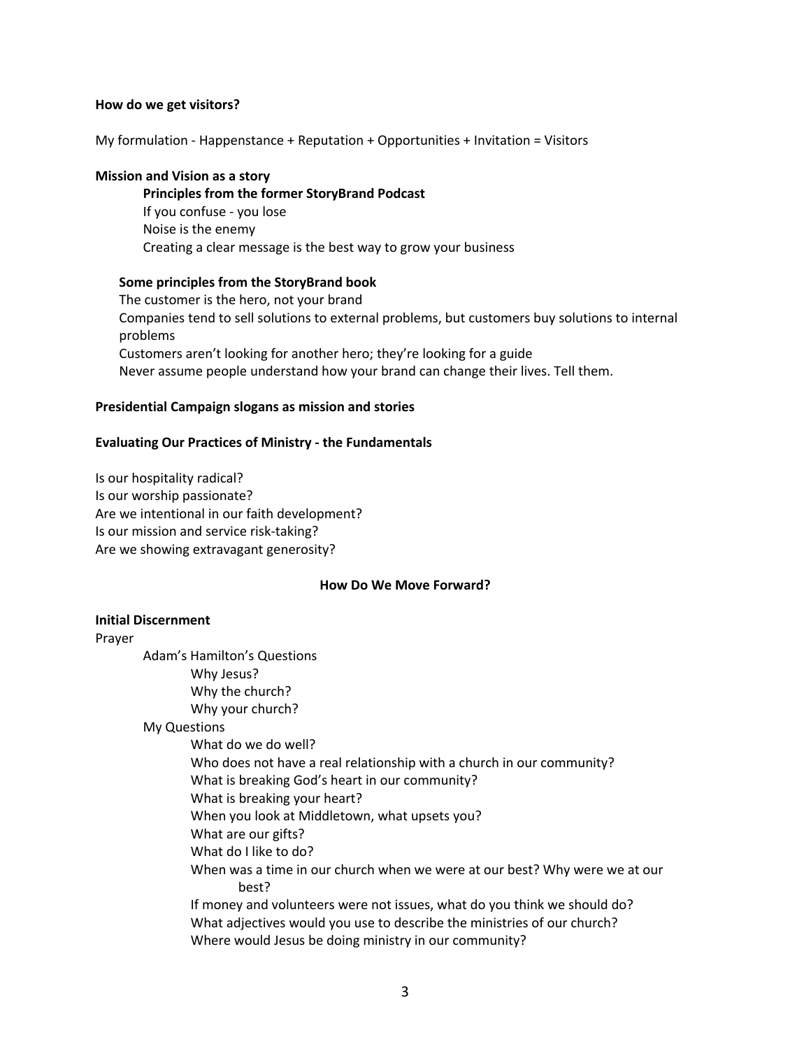**How do we get visitors?**

My formulation - Happenstance + Reputation + Opportunities + Invitation = Visitors

**Mission and Vision as a story**

**Principles from the former StoryBrand Podcast**

If you confuse - you lose

Noise is the enemy

Creating a clear message is the best way to grow your business

**Some principles from the StoryBrand book**

The customer is the hero, not your brand

Companies tend to sell solutions to external problems, but customers buy solutions to internal problems

Customers aren't looking for another hero; they're looking for a guide

Never assume people understand how your brand can change their lives. Tell them.

**Presidential Campaign slogans as mission and stories**

**Evaluating Our Practices of Ministry - the Fundamentals**

Is our hospitality radical?
Is our worship passionate?
Are we intentional in our faith development?
Is our mission and service risk-taking?
Are we showing extravagant generosity?

## How Do We Move Forward?

**Initial Discernment**

Prayer

- Adam's Hamilton's Questions
  - Why Jesus?
  - Why the church?
  - Why your church?
- My Questions
  - What do we do well?
  - Who does not have a real relationship with a church in our community?
  - What is breaking God's heart in our community?
  - What is breaking your heart?
  - When you look at Middletown, what upsets you?
  - What are our gifts?
  - What do I like to do?
  - When was a time in our church when we were at our best? Why were we at our best?
  - If money and volunteers were not issues, what do you think we should do?
  - What adjectives would you use to describe the ministries of our church?
  - Where would Jesus be doing ministry in our community?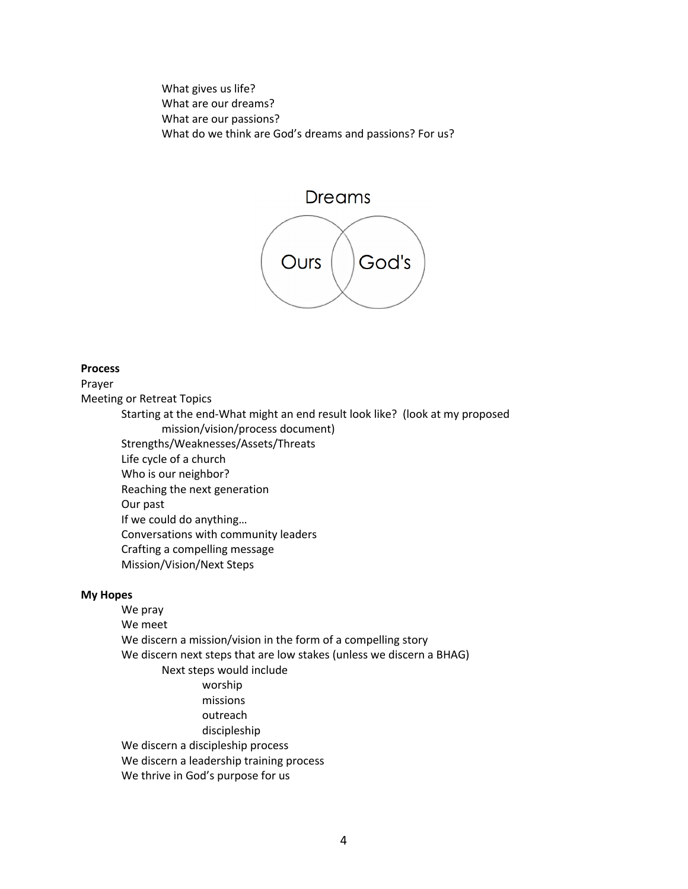What gives us life?
What are our dreams?
What are our passions?
What do we think are God's dreams and passions? For us?

Dreams

Ours God's

**Process**

Prayer

Meeting or Retreat Topics

- Starting at the end-What might an end result look like? (look at my proposed mission/vision/process document)
- Strengths/Weaknesses/Assets/Threats
- Life cycle of a church
- Who is our neighbor?
- Reaching the next generation
- Our past
- If we could do anything…
- Conversations with community leaders
- Crafting a compelling message
- Mission/Vision/Next Steps

**My Hopes**

- We pray
- We meet
- We discern a mission/vision in the form of a compelling story
- We discern next steps that are low stakes (unless we discern a BHAG)
  - Next steps would include
    - worship
    - missions
    - outreach
    - discipleship
- We discern a discipleship process
- We discern a leadership training process
- We thrive in God's purpose for us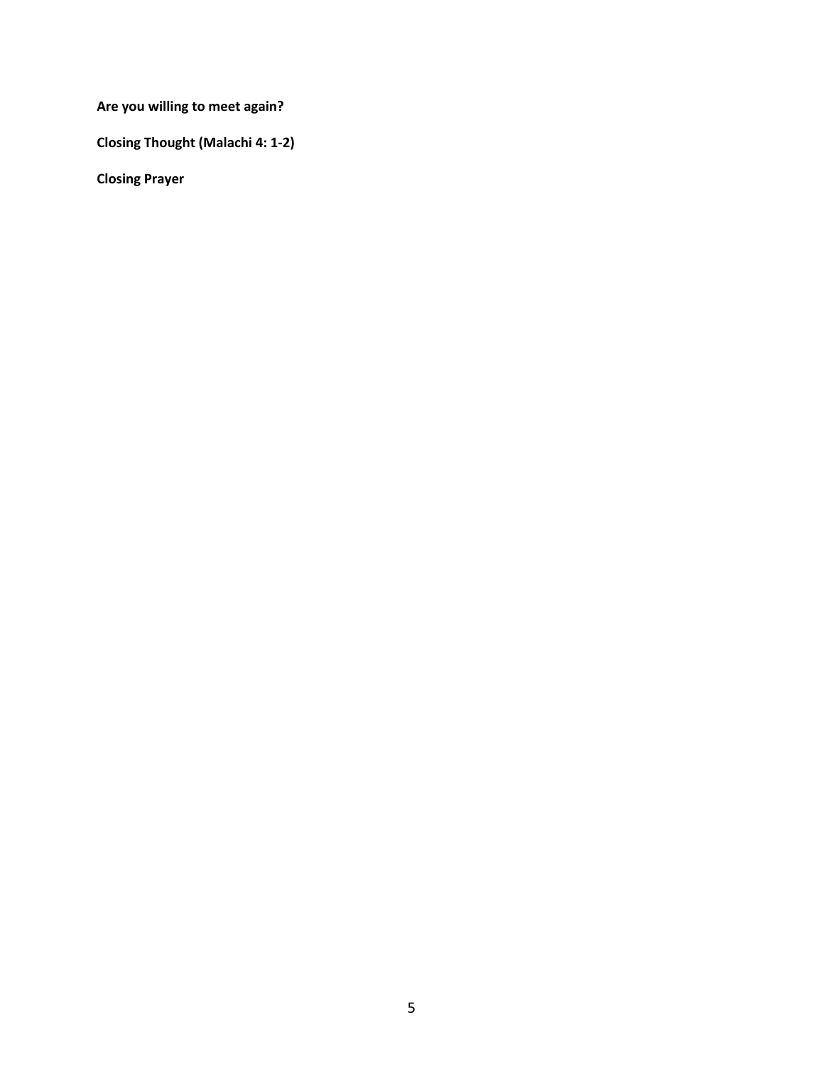**Are you willing to meet again?**

**Closing Thought (Malachi 4: 1-2)**

**Closing Prayer**